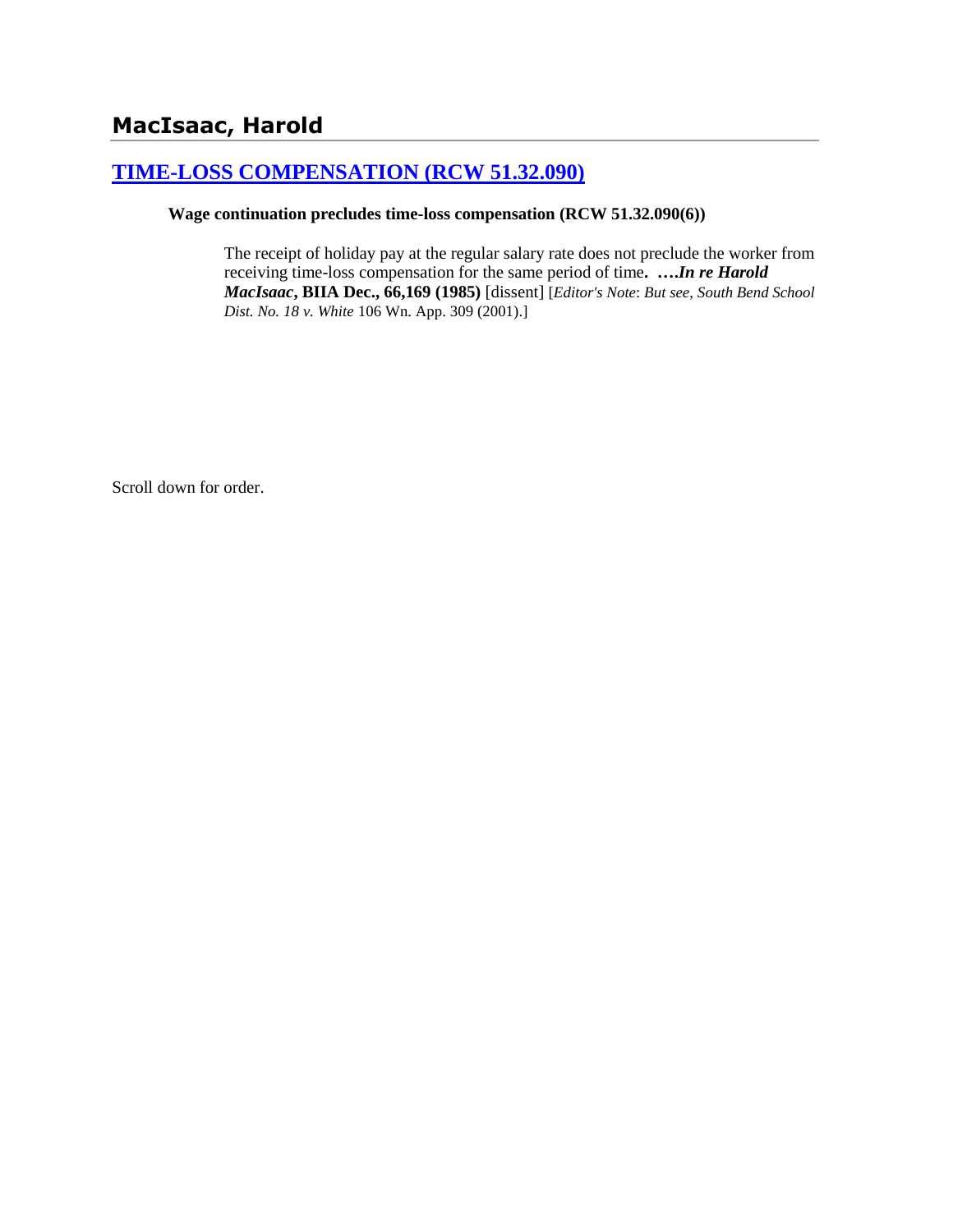# MacIsaac, Harold

## [TIME-LOSS COMPENSATION (RCW 51.32.090)]()

**Wage continuation precludes time-loss compensation (RCW 51.32.090(6))**

> The receipt of holiday pay at the regular salary rate does not preclude the worker from receiving time-loss compensation for the same period of time**. ….*In re Harold MacIsaac*, BIIA Dec., 66,169 (1985)** [dissent] [*Editor's Note*: *But see*, *South Bend School Dist. No. 18 v. White* 106 Wn. App. 309 (2001).]

Scroll down for order.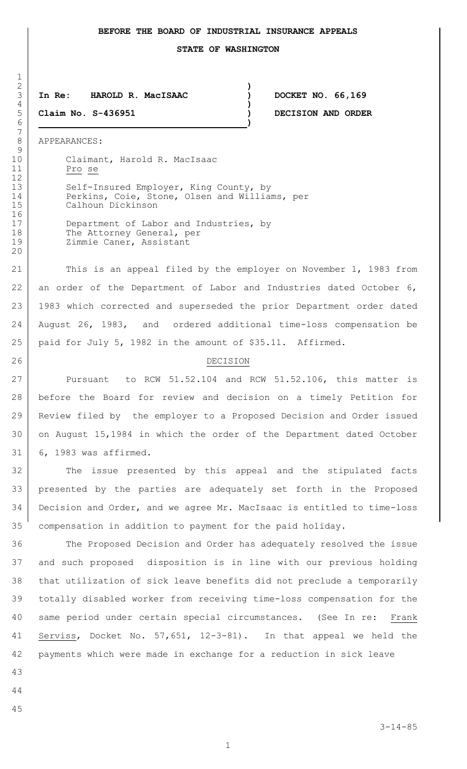**BEFORE THE BOARD OF INDUSTRIAL INSURANCE APPEALS**

**STATE OF WASHINGTON**

| | | |
|---|---|---|
| **In Re: HAROLD R. MacISAAC** | ) | **DOCKET NO. 66,169** |
| **Claim No. S-436951** | ) | **DECISION AND ORDER** |

APPEARANCES:

Claimant, Harold R. MacIsaac
Pro se

Self-Insured Employer, King County, by
Perkins, Coie, Stone, Olsen and Williams, per
Calhoun Dickinson

Department of Labor and Industries, by
The Attorney General, per
Zimmie Caner, Assistant

This is an appeal filed by the employer on November 1, 1983 from an order of the Department of Labor and Industries dated October 6, 1983 which corrected and superseded the prior Department order dated August 26, 1983, and ordered additional time-loss compensation be paid for July 5, 1982 in the amount of $35.11. Affirmed.

DECISION

Pursuant to RCW 51.52.104 and RCW 51.52.106, this matter is before the Board for review and decision on a timely Petition for Review filed by the employer to a Proposed Decision and Order issued on August 15,1984 in which the order of the Department dated October 6, 1983 was affirmed.

The issue presented by this appeal and the stipulated facts presented by the parties are adequately set forth in the Proposed Decision and Order, and we agree Mr. MacIsaac is entitled to time-loss compensation in addition to payment for the paid holiday.

The Proposed Decision and Order has adequately resolved the issue and such proposed disposition is in line with our previous holding that utilization of sick leave benefits did not preclude a temporarily totally disabled worker from receiving time-loss compensation for the same period under certain special circumstances. (See In re: Frank Serviss, Docket No. 57,651, 12-3-81). In that appeal we held the payments which were made in exchange for a reduction in sick leave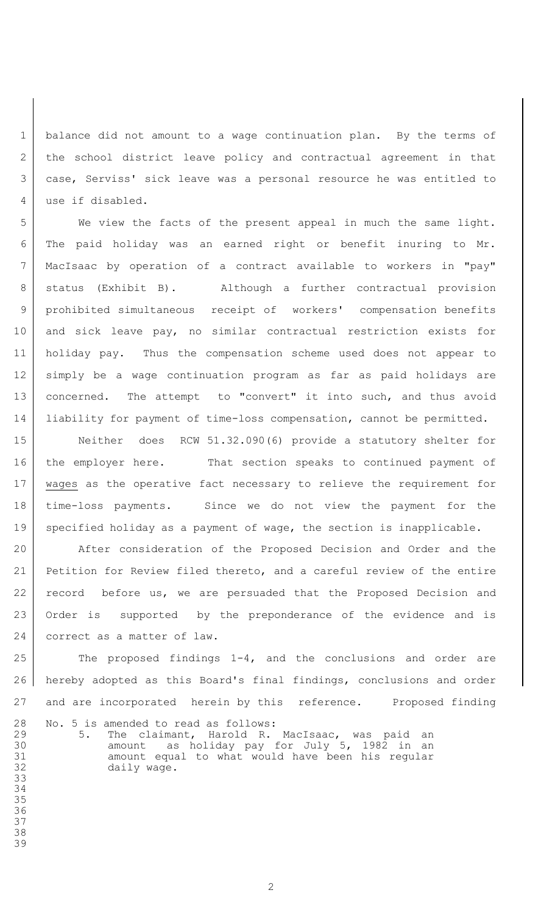balance did not amount to a wage continuation plan. By the terms of the school district leave policy and contractual agreement in that case, Serviss' sick leave was a personal resource he was entitled to use if disabled.

We view the facts of the present appeal in much the same light. The paid holiday was an earned right or benefit inuring to Mr. MacIsaac by operation of a contract available to workers in "pay" status (Exhibit B). Although a further contractual provision prohibited simultaneous receipt of workers' compensation benefits and sick leave pay, no similar contractual restriction exists for holiday pay. Thus the compensation scheme used does not appear to simply be a wage continuation program as far as paid holidays are concerned. The attempt to "convert" it into such, and thus avoid liability for payment of time-loss compensation, cannot be permitted.

Neither does RCW 51.32.090(6) provide a statutory shelter for the employer here. That section speaks to continued payment of wages as the operative fact necessary to relieve the requirement for time-loss payments. Since we do not view the payment for the specified holiday as a payment of wage, the section is inapplicable.

After consideration of the Proposed Decision and Order and the Petition for Review filed thereto, and a careful review of the entire record before us, we are persuaded that the Proposed Decision and Order is supported by the preponderance of the evidence and is correct as a matter of law.

The proposed findings 1-4, and the conclusions and order are hereby adopted as this Board's final findings, conclusions and order and are incorporated herein by this reference. Proposed finding No. 5 is amended to read as follows:

> 5. The claimant, Harold R. MacIsaac, was paid an amount as holiday pay for July 5, 1982 in an amount equal to what would have been his regular daily wage.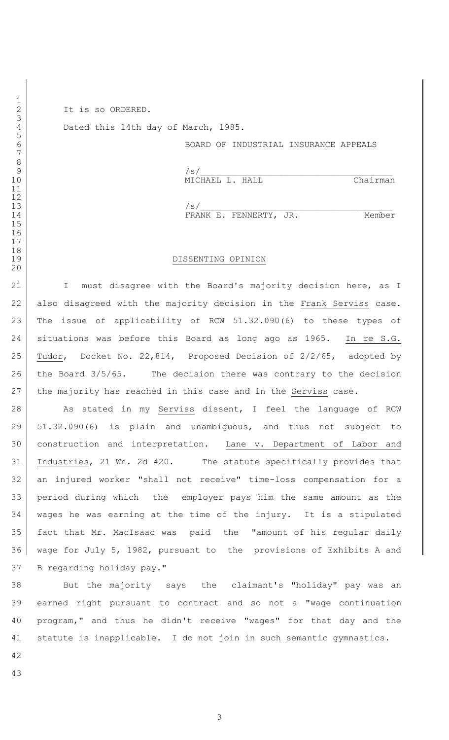It is so ORDERED.

Dated this 14th day of March, 1985.

BOARD OF INDUSTRIAL INSURANCE APPEALS

/s/ 
MICHAEL L. HALL Chairman

/s/ 
FRANK E. FENNERTY, JR. Member

## DISSENTING OPINION

I must disagree with the Board's majority decision here, as I also disagreed with the majority decision in the Frank Serviss case. The issue of applicability of RCW 51.32.090(6) to these types of situations was before this Board as long ago as 1965. In re S.G. Tudor, Docket No. 22,814, Proposed Decision of 2/2/65, adopted by the Board 3/5/65. The decision there was contrary to the decision the majority has reached in this case and in the Serviss case.

As stated in my Serviss dissent, I feel the language of RCW 51.32.090(6) is plain and unambiguous, and thus not subject to construction and interpretation. Lane v. Department of Labor and Industries, 21 Wn. 2d 420. The statute specifically provides that an injured worker "shall not receive" time-loss compensation for a period during which the employer pays him the same amount as the wages he was earning at the time of the injury. It is a stipulated fact that Mr. MacIsaac was paid the "amount of his regular daily wage for July 5, 1982, pursuant to the provisions of Exhibits A and B regarding holiday pay."

But the majority says the claimant's "holiday" pay was an earned right pursuant to contract and so not a "wage continuation program," and thus he didn't receive "wages" for that day and the statute is inapplicable. I do not join in such semantic gymnastics.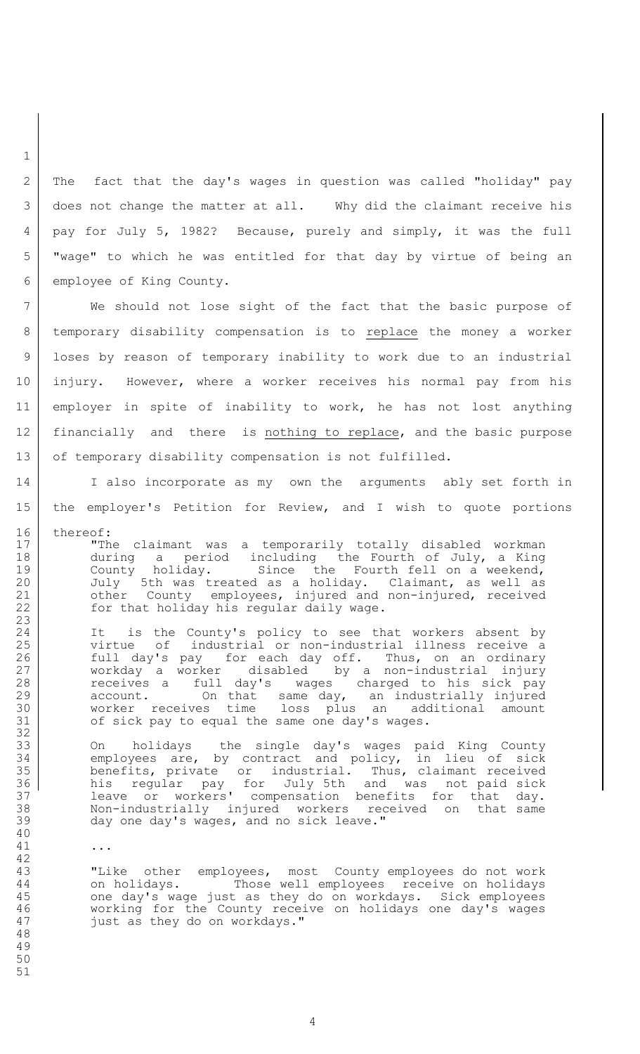The fact that the day's wages in question was called "holiday" pay does not change the matter at all. Why did the claimant receive his pay for July 5, 1982? Because, purely and simply, it was the full "wage" to which he was entitled for that day by virtue of being an employee of King County.

We should not lose sight of the fact that the basic purpose of temporary disability compensation is to replace the money a worker loses by reason of temporary inability to work due to an industrial injury. However, where a worker receives his normal pay from his employer in spite of inability to work, he has not lost anything financially and there is nothing to replace, and the basic purpose of temporary disability compensation is not fulfilled.

I also incorporate as my own the arguments ably set forth in the employer's Petition for Review, and I wish to quote portions thereof:

> "The claimant was a temporarily totally disabled workman during a period including the Fourth of July, a King County holiday. Since the Fourth fell on a weekend, July 5th was treated as a holiday. Claimant, as well as other County employees, injured and non-injured, received for that holiday his regular daily wage.
>
> It is the County's policy to see that workers absent by virtue of industrial or non-industrial illness receive a full day's pay for each day off. Thus, on an ordinary workday a worker disabled by a non-industrial injury receives a full day's wages charged to his sick pay account. On that same day, an industrially injured worker receives time loss plus an additional amount of sick pay to equal the same one day's wages.
>
> On holidays the single day's wages paid King County employees are, by contract and policy, in lieu of sick benefits, private or industrial. Thus, claimant received his regular pay for July 5th and was not paid sick leave or workers' compensation benefits for that day. Non-industrially injured workers received on that same day one day's wages, and no sick leave."
>
> ...
>
> "Like other employees, most County employees do not work on holidays. Those well employees receive on holidays one day's wage just as they do on workdays. Sick employees working for the County receive on holidays one day's wages just as they do on workdays."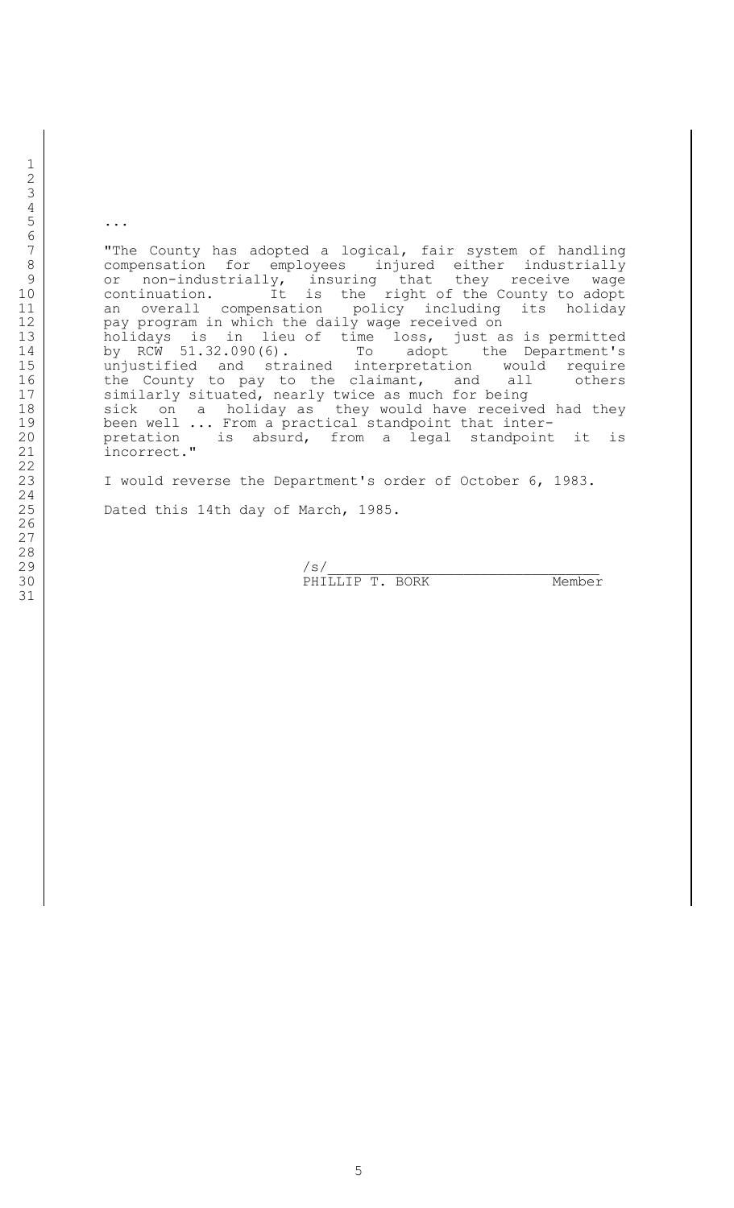...

"The County has adopted a logical, fair system of handling compensation for employees injured either industrially or non-industrially, insuring that they receive wage continuation. It is the right of the County to adopt an overall compensation policy including its holiday pay program in which the daily wage received on holidays is in lieu of time loss, just as is permitted by RCW 51.32.090(6). To adopt the Department's unjustified and strained interpretation would require the County to pay to the claimant, and all others similarly situated, nearly twice as much for being sick on a holiday as they would have received had they been well ... From a practical standpoint that interpretation is absurd, from a legal standpoint it is incorrect."

I would reverse the Department's order of October 6, 1983.

Dated this 14th day of March, 1985.

/s/\_\_\_\_\_\_\_\_\_\_\_\_\_\_\_\_\_\_\_\_\_\_\_\_\_\_\_\_\_\_
PHILLIP T. BORK Member